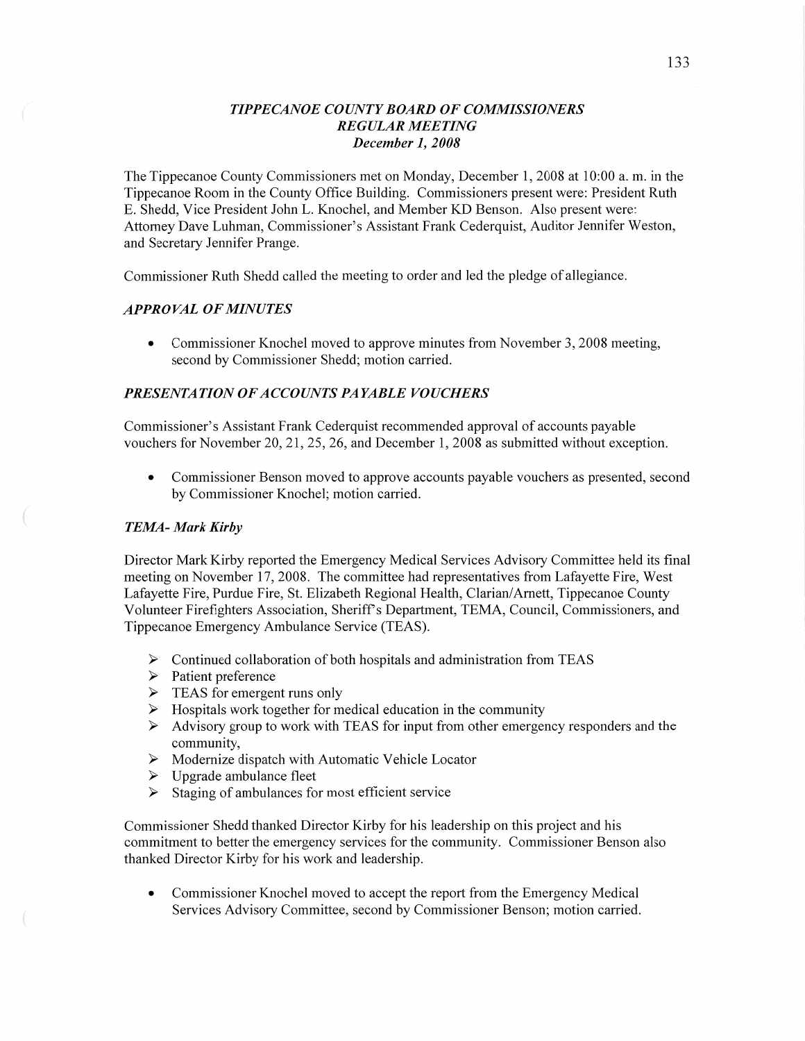# *TIPPECANOE COUNTY BOARD OF COMMISSIONERS*
## *REGULAR MEETING*
### *December 1, 2008*

The Tippecanoe County Commissioners met on Monday, December 1, 2008 at 10:00 a. m. in the Tippecanoe Room in the County Office Building. Commissioners present were: President Ruth E. Shedd, Vice President John L. Knochel, and Member KD Benson. Also present were: Attorney Dave Luhman, Commissioner's Assistant Frank Cederquist, Auditor Jennifer Weston, and Secretary Jennifer Prange.

Commissioner Ruth Shedd called the meeting to order and led the pledge of allegiance.

### *APPROVAL OF MINUTES*

- Commissioner Knochel moved to approve minutes from November 3, 2008 meeting, second by Commissioner Shedd; motion carried.

### *PRESENTATION OF ACCOUNTS PAYABLE VOUCHERS*

Commissioner's Assistant Frank Cederquist recommended approval of accounts payable vouchers for November 20, 21, 25, 26, and December 1, 2008 as submitted without exception.

- Commissioner Benson moved to approve accounts payable vouchers as presented, second by Commissioner Knochel; motion carried.

### *TEMA- Mark Kirby*

Director Mark Kirby reported the Emergency Medical Services Advisory Committee held its final meeting on November 17, 2008. The committee had representatives from Lafayette Fire, West Lafayette Fire, Purdue Fire, St. Elizabeth Regional Health, Clarian/Arnett, Tippecanoe County Volunteer Firefighters Association, Sheriff's Department, TEMA, Council, Commissioners, and Tippecanoe Emergency Ambulance Service (TEAS).

- ➢ Continued collaboration of both hospitals and administration from TEAS
- ➢ Patient preference
- ➢ TEAS for emergent runs only
- ➢ Hospitals work together for medical education in the community
- ➢ Advisory group to work with TEAS for input from other emergency responders and the community,
- ➢ Modernize dispatch with Automatic Vehicle Locator
- ➢ Upgrade ambulance fleet
- ➢ Staging of ambulances for most efficient service

Commissioner Shedd thanked Director Kirby for his leadership on this project and his commitment to better the emergency services for the community. Commissioner Benson also thanked Director Kirby for his work and leadership.

- Commissioner Knochel moved to accept the report from the Emergency Medical Services Advisory Committee, second by Commissioner Benson; motion carried.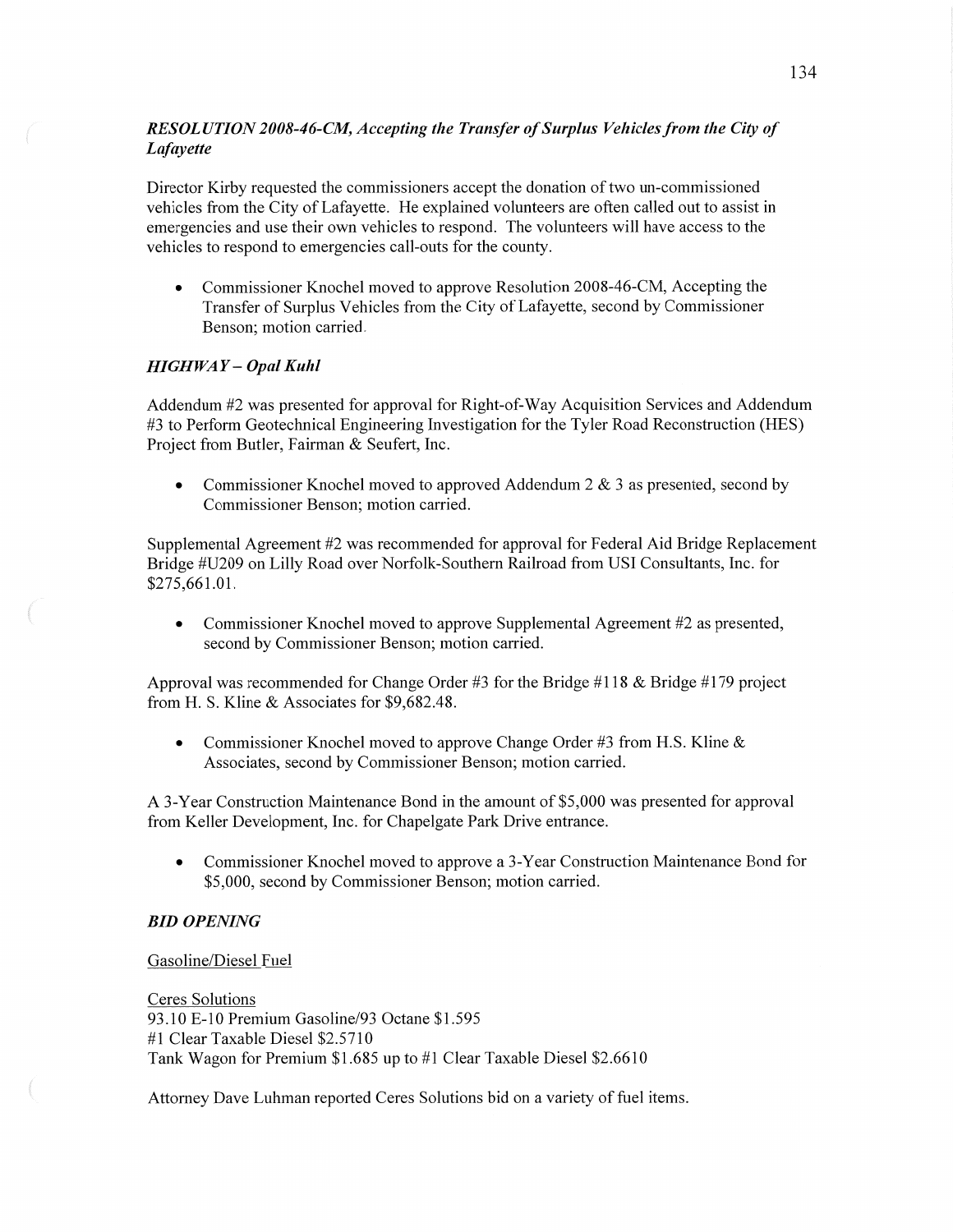***RESOLUTION 2008-46-CM, Accepting the Transfer of Surplus Vehicles from the City of Lafayette***

Director Kirby requested the commissioners accept the donation of two un-commissioned vehicles from the City of Lafayette. He explained volunteers are often called out to assist in emergencies and use their own vehicles to respond. The volunteers will have access to the vehicles to respond to emergencies call-outs for the county.

- Commissioner Knochel moved to approve Resolution 2008-46-CM, Accepting the Transfer of Surplus Vehicles from the City of Lafayette, second by Commissioner Benson; motion carried.

***HIGHWAY – Opal Kuhl***

Addendum #2 was presented for approval for Right-of-Way Acquisition Services and Addendum #3 to Perform Geotechnical Engineering Investigation for the Tyler Road Reconstruction (HES) Project from Butler, Fairman & Seufert, Inc.

- Commissioner Knochel moved to approved Addendum 2 & 3 as presented, second by Commissioner Benson; motion carried.

Supplemental Agreement #2 was recommended for approval for Federal Aid Bridge Replacement Bridge #U209 on Lilly Road over Norfolk-Southern Railroad from USI Consultants, Inc. for $275,661.01.

- Commissioner Knochel moved to approve Supplemental Agreement #2 as presented, second by Commissioner Benson; motion carried.

Approval was recommended for Change Order #3 for the Bridge #118 & Bridge #179 project from H. S. Kline & Associates for $9,682.48.

- Commissioner Knochel moved to approve Change Order #3 from H.S. Kline & Associates, second by Commissioner Benson; motion carried.

A 3-Year Construction Maintenance Bond in the amount of $5,000 was presented for approval from Keller Development, Inc. for Chapelgate Park Drive entrance.

- Commissioner Knochel moved to approve a 3-Year Construction Maintenance Bond for $5,000, second by Commissioner Benson; motion carried.

***BID OPENING***

<u>Gasoline/Diesel Fuel</u>

<u>Ceres Solutions</u>
93.10 E-10 Premium Gasoline/93 Octane $1.595
#1 Clear Taxable Diesel $2.5710
Tank Wagon for Premium $1.685 up to #1 Clear Taxable Diesel $2.6610

Attorney Dave Luhman reported Ceres Solutions bid on a variety of fuel items.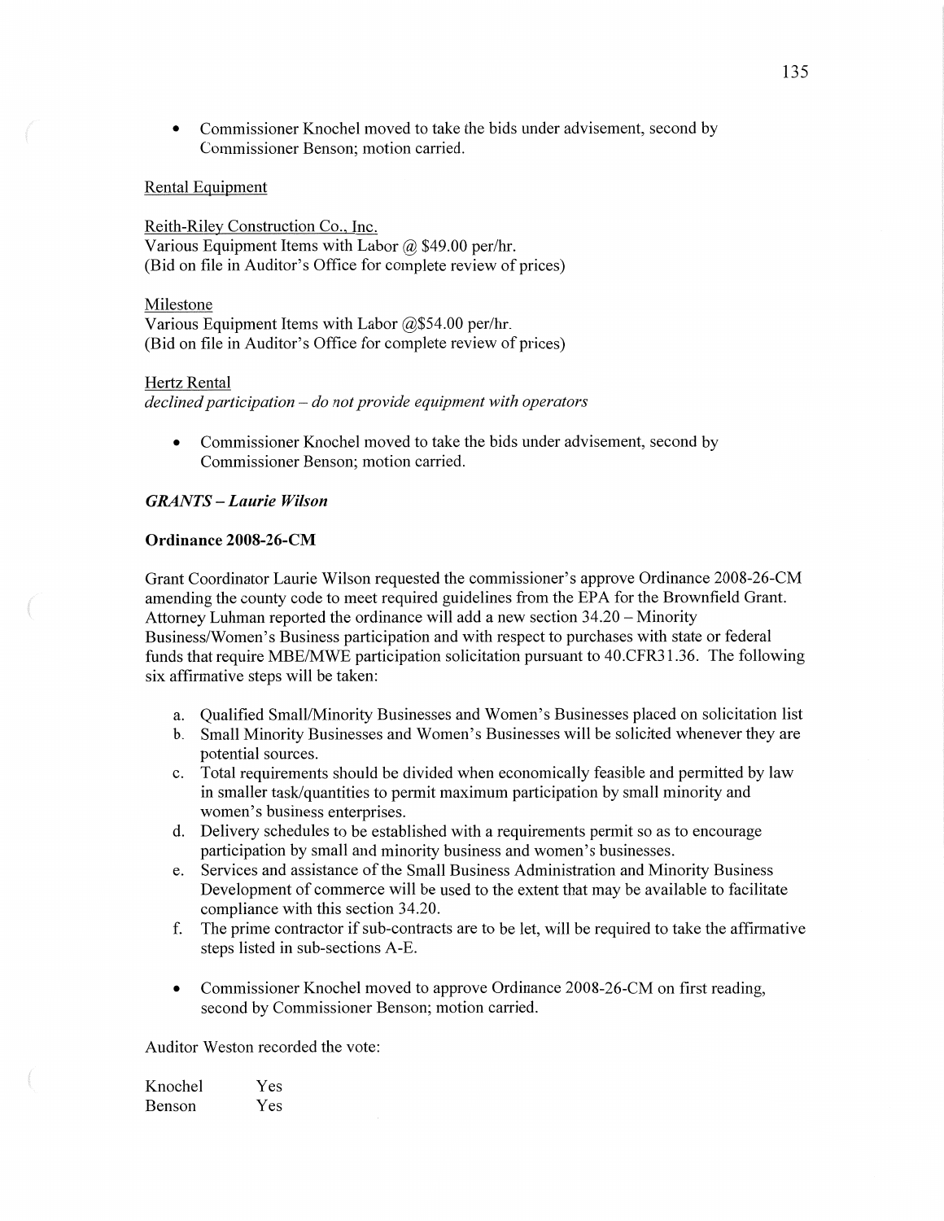- Commissioner Knochel moved to take the bids under advisement, second by Commissioner Benson; motion carried.

Rental Equipment

Reith-Riley Construction Co., Inc.
Various Equipment Items with Labor @ $49.00 per/hr.
(Bid on file in Auditor's Office for complete review of prices)

Milestone
Various Equipment Items with Labor @$54.00 per/hr.
(Bid on file in Auditor's Office for complete review of prices)

Hertz Rental
*declined participation – do not provide equipment with operators*

- Commissioner Knochel moved to take the bids under advisement, second by Commissioner Benson; motion carried.

***GRANTS – Laurie Wilson***

**Ordinance 2008-26-CM**

Grant Coordinator Laurie Wilson requested the commissioner's approve Ordinance 2008-26-CM amending the county code to meet required guidelines from the EPA for the Brownfield Grant. Attorney Luhman reported the ordinance will add a new section 34.20 – Minority Business/Women's Business participation and with respect to purchases with state or federal funds that require MBE/MWE participation solicitation pursuant to 40.CFR31.36. The following six affirmative steps will be taken:

a. Qualified Small/Minority Businesses and Women's Businesses placed on solicitation list
b. Small Minority Businesses and Women's Businesses will be solicited whenever they are potential sources.
c. Total requirements should be divided when economically feasible and permitted by law in smaller task/quantities to permit maximum participation by small minority and women's business enterprises.
d. Delivery schedules to be established with a requirements permit so as to encourage participation by small and minority business and women's businesses.
e. Services and assistance of the Small Business Administration and Minority Business Development of commerce will be used to the extent that may be available to facilitate compliance with this section 34.20.
f. The prime contractor if sub-contracts are to be let, will be required to take the affirmative steps listed in sub-sections A-E.

- Commissioner Knochel moved to approve Ordinance 2008-26-CM on first reading, second by Commissioner Benson; motion carried.

Auditor Weston recorded the vote:

Knochel Yes
Benson Yes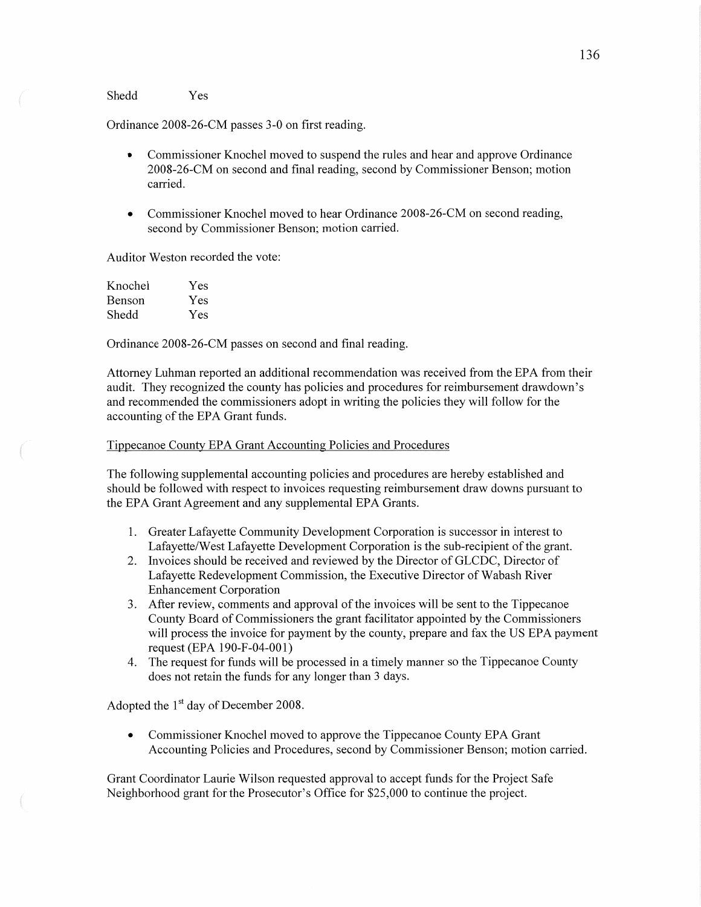Shedd Yes

Ordinance 2008-26-CM passes 3-0 on first reading.

- Commissioner Knochel moved to suspend the rules and hear and approve Ordinance 2008-26-CM on second and final reading, second by Commissioner Benson; motion carried.

- Commissioner Knochel moved to hear Ordinance 2008-26-CM on second reading, second by Commissioner Benson; motion carried.

Auditor Weston recorded the vote:

| | |
|---|---|
| Knochel | Yes |
| Benson | Yes |
| Shedd | Yes |

Ordinance 2008-26-CM passes on second and final reading.

Attorney Luhman reported an additional recommendation was received from the EPA from their audit. They recognized the county has policies and procedures for reimbursement drawdown's and recommended the commissioners adopt in writing the policies they will follow for the accounting of the EPA Grant funds.

Tippecanoe County EPA Grant Accounting Policies and Procedures

The following supplemental accounting policies and procedures are hereby established and should be followed with respect to invoices requesting reimbursement draw downs pursuant to the EPA Grant Agreement and any supplemental EPA Grants.

1. Greater Lafayette Community Development Corporation is successor in interest to Lafayette/West Lafayette Development Corporation is the sub-recipient of the grant.
2. Invoices should be received and reviewed by the Director of GLCDC, Director of Lafayette Redevelopment Commission, the Executive Director of Wabash River Enhancement Corporation
3. After review, comments and approval of the invoices will be sent to the Tippecanoe County Board of Commissioners the grant facilitator appointed by the Commissioners will process the invoice for payment by the county, prepare and fax the US EPA payment request (EPA 190-F-04-001)
4. The request for funds will be processed in a timely manner so the Tippecanoe County does not retain the funds for any longer than 3 days.

Adopted the 1st day of December 2008.

- Commissioner Knochel moved to approve the Tippecanoe County EPA Grant Accounting Policies and Procedures, second by Commissioner Benson; motion carried.

Grant Coordinator Laurie Wilson requested approval to accept funds for the Project Safe Neighborhood grant for the Prosecutor's Office for $25,000 to continue the project.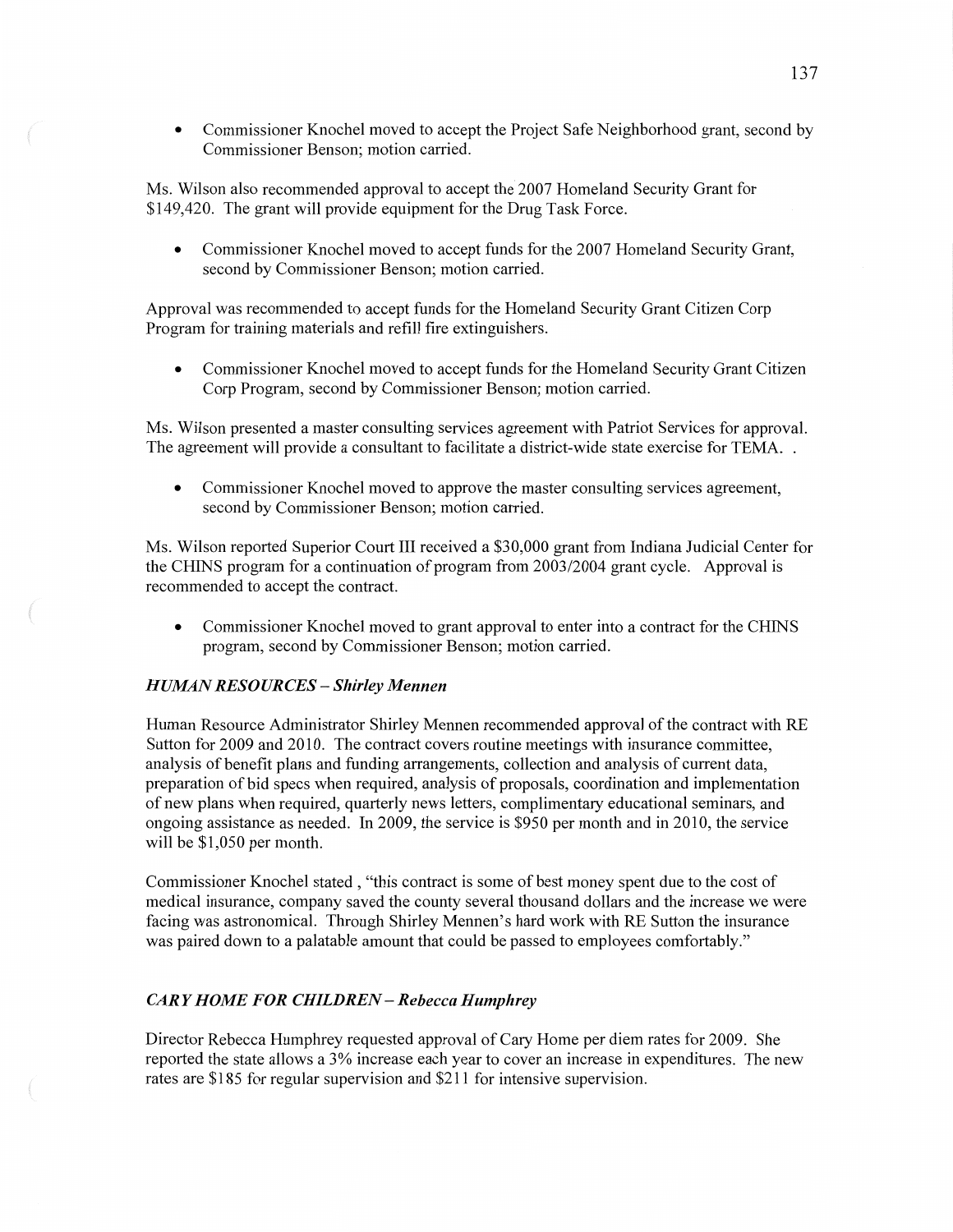- Commissioner Knochel moved to accept the Project Safe Neighborhood grant, second by Commissioner Benson; motion carried.

Ms. Wilson also recommended approval to accept the 2007 Homeland Security Grant for $149,420. The grant will provide equipment for the Drug Task Force.

- Commissioner Knochel moved to accept funds for the 2007 Homeland Security Grant, second by Commissioner Benson; motion carried.

Approval was recommended to accept funds for the Homeland Security Grant Citizen Corp Program for training materials and refill fire extinguishers.

- Commissioner Knochel moved to accept funds for the Homeland Security Grant Citizen Corp Program, second by Commissioner Benson; motion carried.

Ms. Wilson presented a master consulting services agreement with Patriot Services for approval. The agreement will provide a consultant to facilitate a district-wide state exercise for TEMA. .

- Commissioner Knochel moved to approve the master consulting services agreement, second by Commissioner Benson; motion carried.

Ms. Wilson reported Superior Court III received a $30,000 grant from Indiana Judicial Center for the CHINS program for a continuation of program from 2003/2004 grant cycle. Approval is recommended to accept the contract.

- Commissioner Knochel moved to grant approval to enter into a contract for the CHINS program, second by Commissioner Benson; motion carried.

***HUMAN RESOURCES – Shirley Mennen***

Human Resource Administrator Shirley Mennen recommended approval of the contract with RE Sutton for 2009 and 2010. The contract covers routine meetings with insurance committee, analysis of benefit plans and funding arrangements, collection and analysis of current data, preparation of bid specs when required, analysis of proposals, coordination and implementation of new plans when required, quarterly news letters, complimentary educational seminars, and ongoing assistance as needed. In 2009, the service is $950 per month and in 2010, the service will be $1,050 per month.

Commissioner Knochel stated , "this contract is some of best money spent due to the cost of medical insurance, company saved the county several thousand dollars and the increase we were facing was astronomical. Through Shirley Mennen's hard work with RE Sutton the insurance was paired down to a palatable amount that could be passed to employees comfortably."

***CARY HOME FOR CHILDREN – Rebecca Humphrey***

Director Rebecca Humphrey requested approval of Cary Home per diem rates for 2009. She reported the state allows a 3% increase each year to cover an increase in expenditures. The new rates are $185 for regular supervision and $211 for intensive supervision.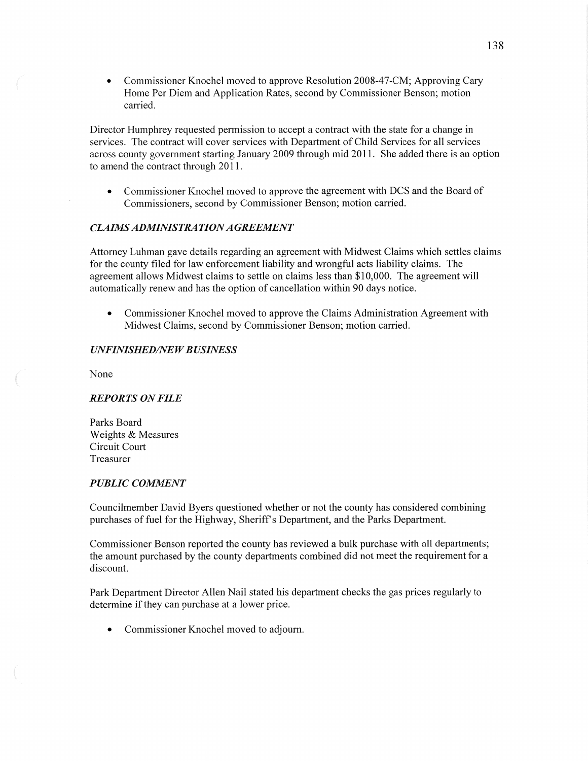- Commissioner Knochel moved to approve Resolution 2008-47-CM; Approving Cary Home Per Diem and Application Rates, second by Commissioner Benson; motion carried.

Director Humphrey requested permission to accept a contract with the state for a change in services. The contract will cover services with Department of Child Services for all services across county government starting January 2009 through mid 2011. She added there is an option to amend the contract through 2011.

- Commissioner Knochel moved to approve the agreement with DCS and the Board of Commissioners, second by Commissioner Benson; motion carried.

### *CLAIMS ADMINISTRATION AGREEMENT*

Attorney Luhman gave details regarding an agreement with Midwest Claims which settles claims for the county filed for law enforcement liability and wrongful acts liability claims. The agreement allows Midwest claims to settle on claims less than $10,000. The agreement will automatically renew and has the option of cancellation within 90 days notice.

- Commissioner Knochel moved to approve the Claims Administration Agreement with Midwest Claims, second by Commissioner Benson; motion carried.

### *UNFINISHED/NEW BUSINESS*

None

### *REPORTS ON FILE*

Parks Board
Weights & Measures
Circuit Court
Treasurer

### *PUBLIC COMMENT*

Councilmember David Byers questioned whether or not the county has considered combining purchases of fuel for the Highway, Sheriff's Department, and the Parks Department.

Commissioner Benson reported the county has reviewed a bulk purchase with all departments; the amount purchased by the county departments combined did not meet the requirement for a discount.

Park Department Director Allen Nail stated his department checks the gas prices regularly to determine if they can purchase at a lower price.

- Commissioner Knochel moved to adjourn.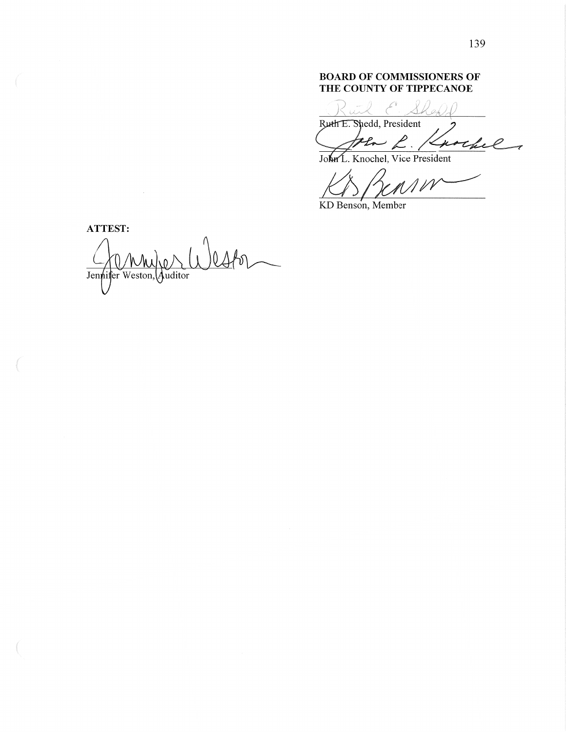**BOARD OF COMMISSIONERS OF THE COUNTY OF TIPPECANOE**

Ruth E. Shedd, President

John L. Knochel, Vice President

KD Benson, Member

**ATTEST:**

Jennifer Weston, Auditor